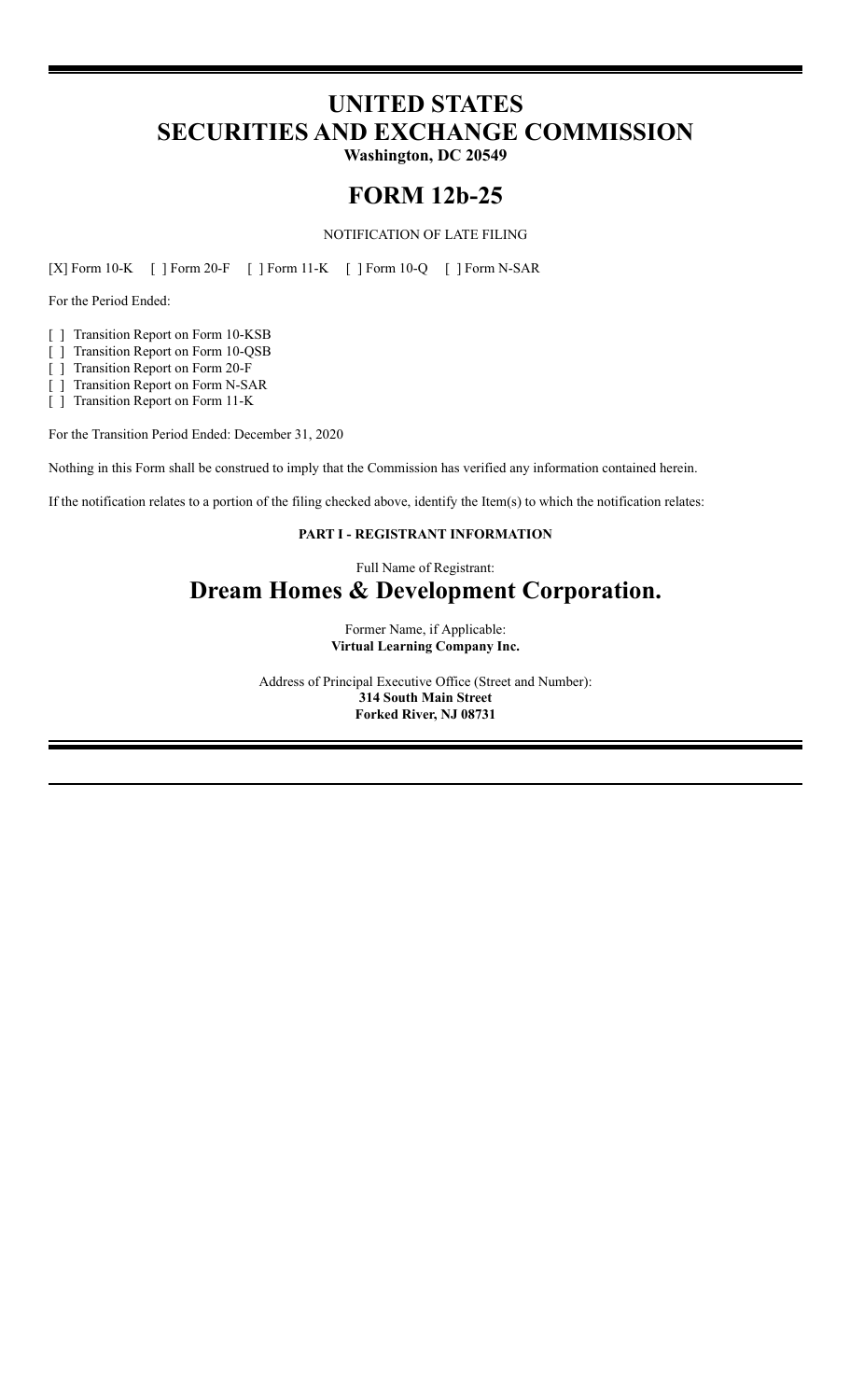# UNITED STATES
# SECURITIES AND EXCHANGE COMMISSION

**Washington, DC 20549**

# FORM 12b-25

NOTIFICATION OF LATE FILING

[X] Form 10-K [ ] Form 20-F [ ] Form 11-K [ ] Form 10-Q [ ] Form N-SAR

For the Period Ended:

[ ] Transition Report on Form 10-KSB
[ ] Transition Report on Form 10-QSB
[ ] Transition Report on Form 20-F
[ ] Transition Report on Form N-SAR
[ ] Transition Report on Form 11-K

For the Transition Period Ended: December 31, 2020

Nothing in this Form shall be construed to imply that the Commission has verified any information contained herein.

If the notification relates to a portion of the filing checked above, identify the Item(s) to which the notification relates:

**PART I - REGISTRANT INFORMATION**

Full Name of Registrant:

## Dream Homes & Development Corporation.

Former Name, if Applicable:
**Virtual Learning Company Inc.**

Address of Principal Executive Office (Street and Number):
**314 South Main Street**
**Forked River, NJ 08731**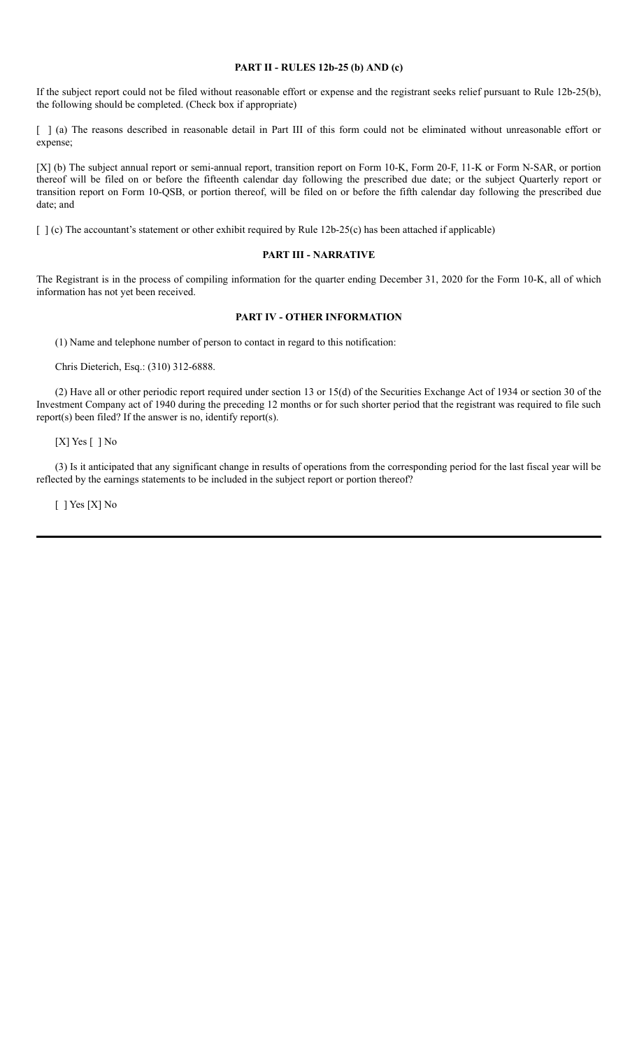**PART II - RULES 12b-25 (b) AND (c)**

If the subject report could not be filed without reasonable effort or expense and the registrant seeks relief pursuant to Rule 12b-25(b), the following should be completed. (Check box if appropriate)

[ ] (a) The reasons described in reasonable detail in Part III of this form could not be eliminated without unreasonable effort or expense;

[X] (b) The subject annual report or semi-annual report, transition report on Form 10-K, Form 20-F, 11-K or Form N-SAR, or portion thereof will be filed on or before the fifteenth calendar day following the prescribed due date; or the subject Quarterly report or transition report on Form 10-QSB, or portion thereof, will be filed on or before the fifth calendar day following the prescribed due date; and

[ ] (c) The accountant's statement or other exhibit required by Rule 12b-25(c) has been attached if applicable)

**PART III - NARRATIVE**

The Registrant is in the process of compiling information for the quarter ending December 31, 2020 for the Form 10-K, all of which information has not yet been received.

**PART IV - OTHER INFORMATION**

(1) Name and telephone number of person to contact in regard to this notification:

Chris Dieterich, Esq.: (310) 312-6888.

(2) Have all or other periodic report required under section 13 or 15(d) of the Securities Exchange Act of 1934 or section 30 of the Investment Company act of 1940 during the preceding 12 months or for such shorter period that the registrant was required to file such report(s) been filed? If the answer is no, identify report(s).

[X] Yes [ ] No

(3) Is it anticipated that any significant change in results of operations from the corresponding period for the last fiscal year will be reflected by the earnings statements to be included in the subject report or portion thereof?

[ ] Yes [X] No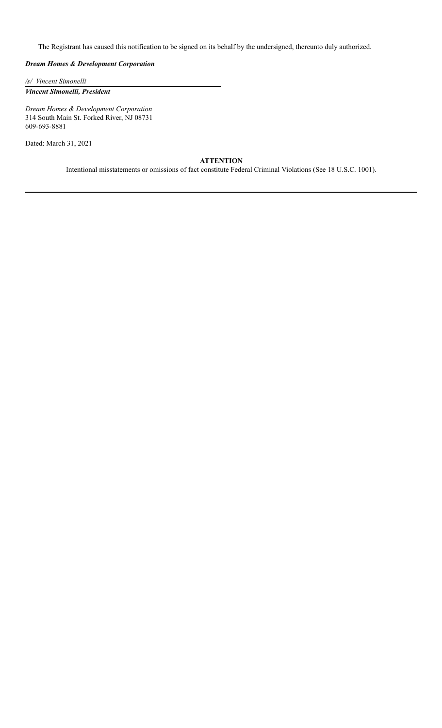The Registrant has caused this notification to be signed on its behalf by the undersigned, thereunto duly authorized.

***Dream Homes & Development Corporation***

*/s/ Vincent Simonelli*

***Vincent Simonelli, President***

*Dream Homes & Development Corporation*
314 South Main St. Forked River, NJ 08731
609-693-8881

Dated: March 31, 2021

**ATTENTION**

Intentional misstatements or omissions of fact constitute Federal Criminal Violations (See 18 U.S.C. 1001).